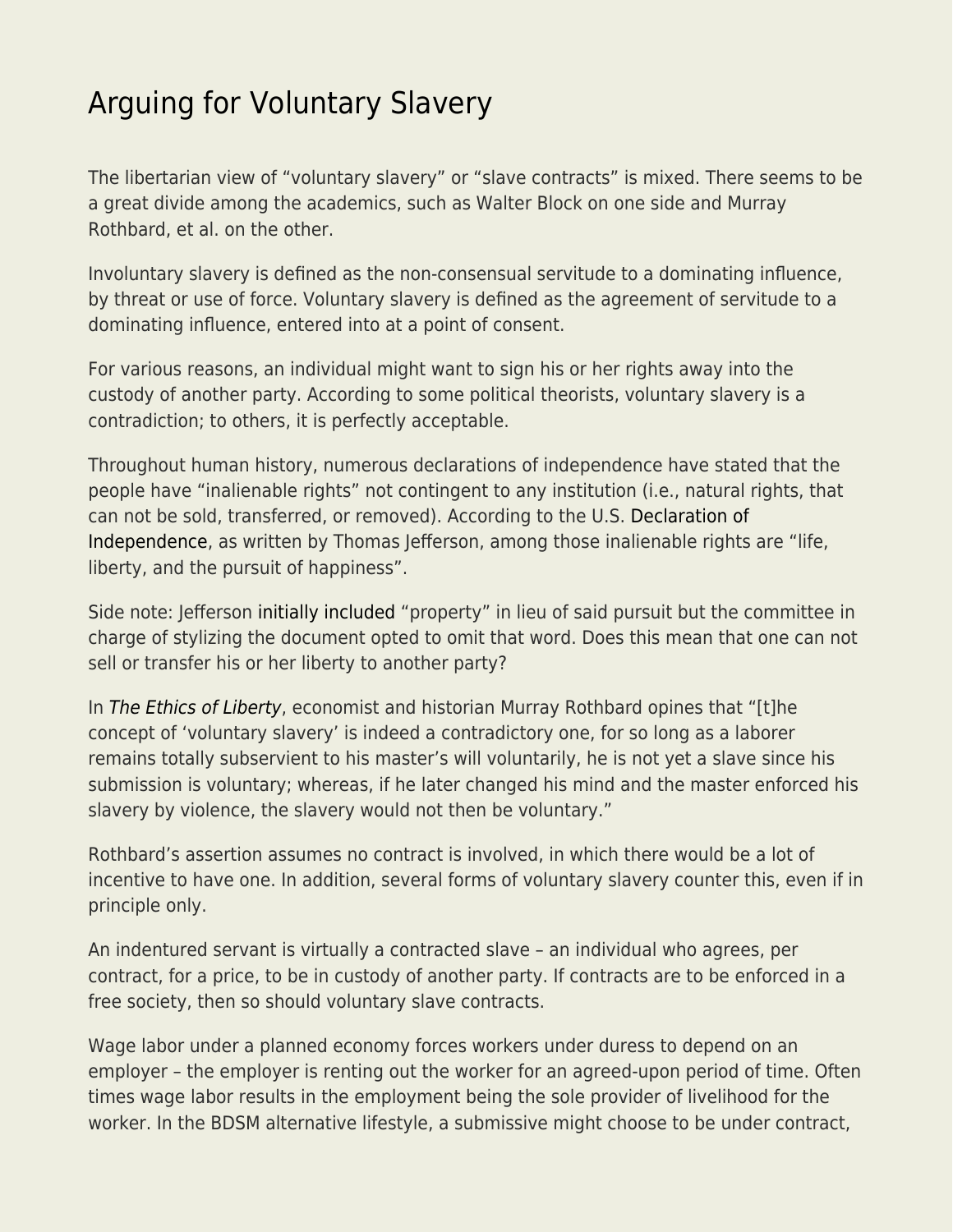# Arguing for Voluntary Slavery

The libertarian view of "voluntary slavery" or "slave contracts" is mixed. There seems to be a great divide among the academics, such as Walter Block on one side and Murray Rothbard, et al. on the other.

Involuntary slavery is defined as the non-consensual servitude to a dominating influence, by threat or use of force. Voluntary slavery is defined as the agreement of servitude to a dominating influence, entered into at a point of consent.

For various reasons, an individual might want to sign his or her rights away into the custody of another party. According to some political theorists, voluntary slavery is a contradiction; to others, it is perfectly acceptable.

Throughout human history, numerous declarations of independence have stated that the people have "inalienable rights" not contingent to any institution (i.e., natural rights, that can not be sold, transferred, or removed). According to the U.S. Declaration of Independence, as written by Thomas Jefferson, among those inalienable rights are "life, liberty, and the pursuit of happiness".

Side note: Jefferson initially included "property" in lieu of said pursuit but the committee in charge of stylizing the document opted to omit that word. Does this mean that one can not sell or transfer his or her liberty to another party?

In *The Ethics of Liberty*, economist and historian Murray Rothbard opines that "[t]he concept of 'voluntary slavery' is indeed a contradictory one, for so long as a laborer remains totally subservient to his master's will voluntarily, he is not yet a slave since his submission is voluntary; whereas, if he later changed his mind and the master enforced his slavery by violence, the slavery would not then be voluntary."

Rothbard's assertion assumes no contract is involved, in which there would be a lot of incentive to have one. In addition, several forms of voluntary slavery counter this, even if in principle only.

An indentured servant is virtually a contracted slave – an individual who agrees, per contract, for a price, to be in custody of another party. If contracts are to be enforced in a free society, then so should voluntary slave contracts.

Wage labor under a planned economy forces workers under duress to depend on an employer – the employer is renting out the worker for an agreed-upon period of time. Often times wage labor results in the employment being the sole provider of livelihood for the worker. In the BDSM alternative lifestyle, a submissive might choose to be under contract,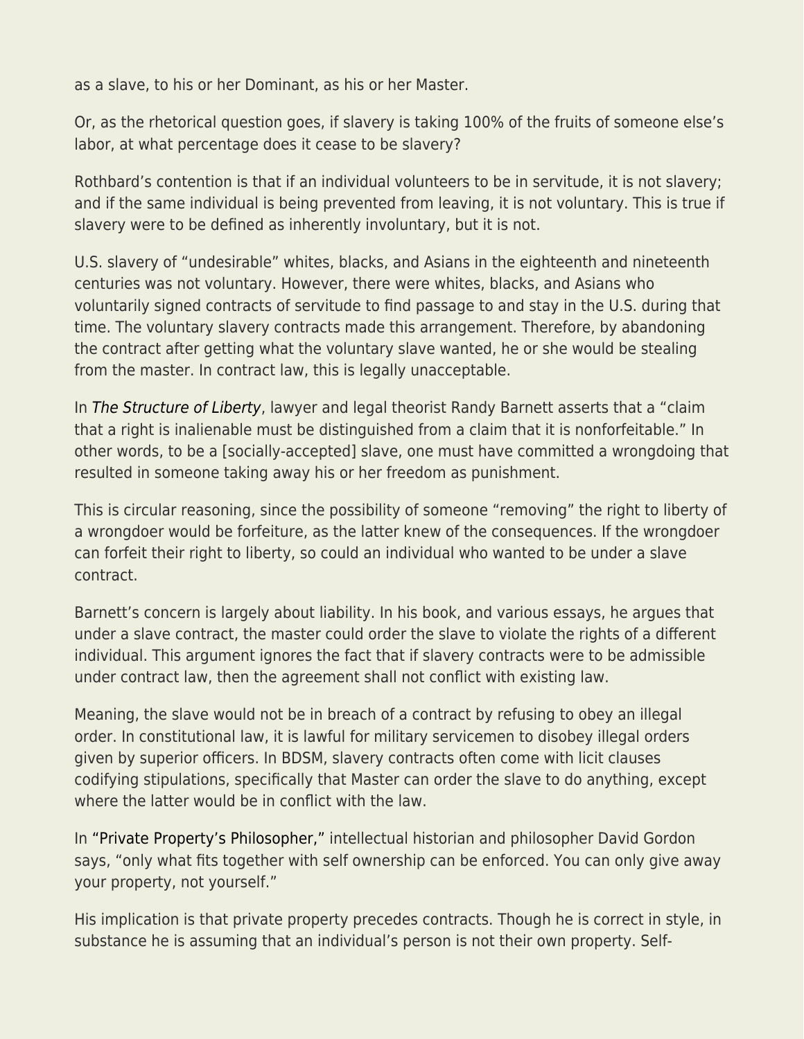as a slave, to his or her Dominant, as his or her Master.

Or, as the rhetorical question goes, if slavery is taking 100% of the fruits of someone else's labor, at what percentage does it cease to be slavery?

Rothbard's contention is that if an individual volunteers to be in servitude, it is not slavery; and if the same individual is being prevented from leaving, it is not voluntary. This is true if slavery were to be defined as inherently involuntary, but it is not.

U.S. slavery of "undesirable" whites, blacks, and Asians in the eighteenth and nineteenth centuries was not voluntary. However, there were whites, blacks, and Asians who voluntarily signed contracts of servitude to find passage to and stay in the U.S. during that time. The voluntary slavery contracts made this arrangement. Therefore, by abandoning the contract after getting what the voluntary slave wanted, he or she would be stealing from the master. In contract law, this is legally unacceptable.

In *The Structure of Liberty*, lawyer and legal theorist Randy Barnett asserts that a "claim that a right is inalienable must be distinguished from a claim that it is nonforfeitable." In other words, to be a [socially-accepted] slave, one must have committed a wrongdoing that resulted in someone taking away his or her freedom as punishment.

This is circular reasoning, since the possibility of someone "removing" the right to liberty of a wrongdoer would be forfeiture, as the latter knew of the consequences. If the wrongdoer can forfeit their right to liberty, so could an individual who wanted to be under a slave contract.

Barnett's concern is largely about liability. In his book, and various essays, he argues that under a slave contract, the master could order the slave to violate the rights of a different individual. This argument ignores the fact that if slavery contracts were to be admissible under contract law, then the agreement shall not conflict with existing law.

Meaning, the slave would not be in breach of a contract by refusing to obey an illegal order. In constitutional law, it is lawful for military servicemen to disobey illegal orders given by superior officers. In BDSM, slavery contracts often come with licit clauses codifying stipulations, specifically that Master can order the slave to do anything, except where the latter would be in conflict with the law.

In "Private Property's Philosopher," intellectual historian and philosopher David Gordon says, "only what fits together with self ownership can be enforced. You can only give away your property, not yourself."

His implication is that private property precedes contracts. Though he is correct in style, in substance he is assuming that an individual's person is not their own property. Self-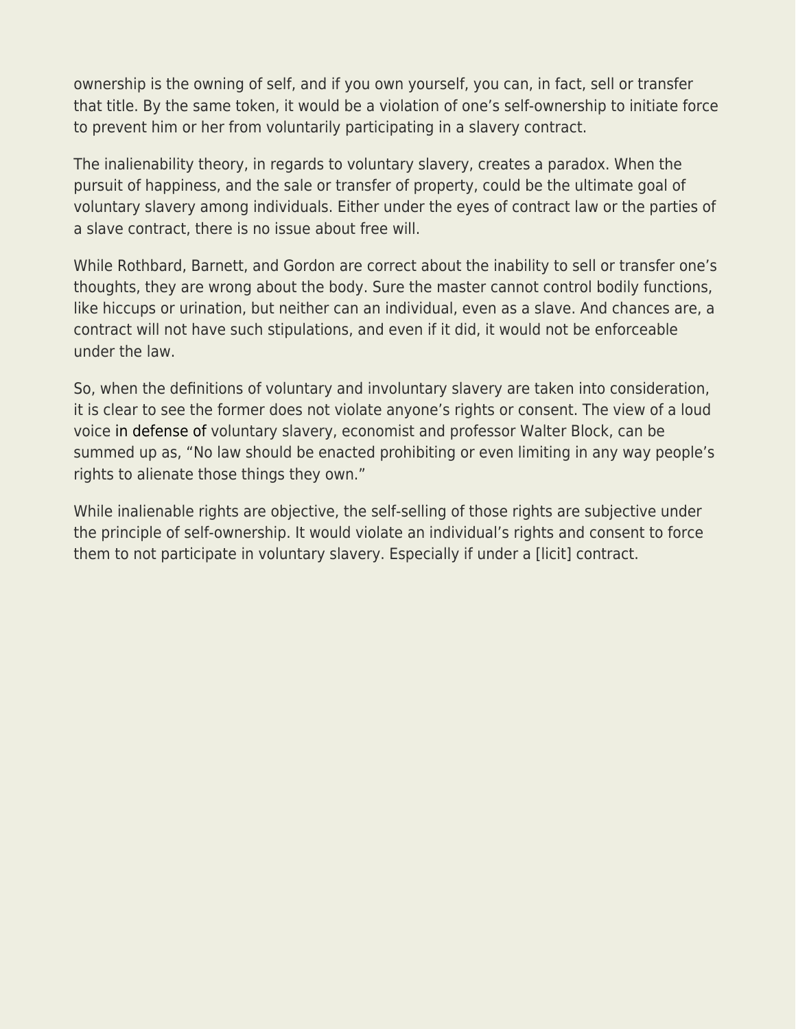ownership is the owning of self, and if you own yourself, you can, in fact, sell or transfer that title. By the same token, it would be a violation of one's self-ownership to initiate force to prevent him or her from voluntarily participating in a slavery contract.

The inalienability theory, in regards to voluntary slavery, creates a paradox. When the pursuit of happiness, and the sale or transfer of property, could be the ultimate goal of voluntary slavery among individuals. Either under the eyes of contract law or the parties of a slave contract, there is no issue about free will.

While Rothbard, Barnett, and Gordon are correct about the inability to sell or transfer one's thoughts, they are wrong about the body. Sure the master cannot control bodily functions, like hiccups or urination, but neither can an individual, even as a slave. And chances are, a contract will not have such stipulations, and even if it did, it would not be enforceable under the law.

So, when the definitions of voluntary and involuntary slavery are taken into consideration, it is clear to see the former does not violate anyone's rights or consent. The view of a loud voice in defense of voluntary slavery, economist and professor Walter Block, can be summed up as, "No law should be enacted prohibiting or even limiting in any way people's rights to alienate those things they own."

While inalienable rights are objective, the self-selling of those rights are subjective under the principle of self-ownership. It would violate an individual's rights and consent to force them to not participate in voluntary slavery. Especially if under a [licit] contract.